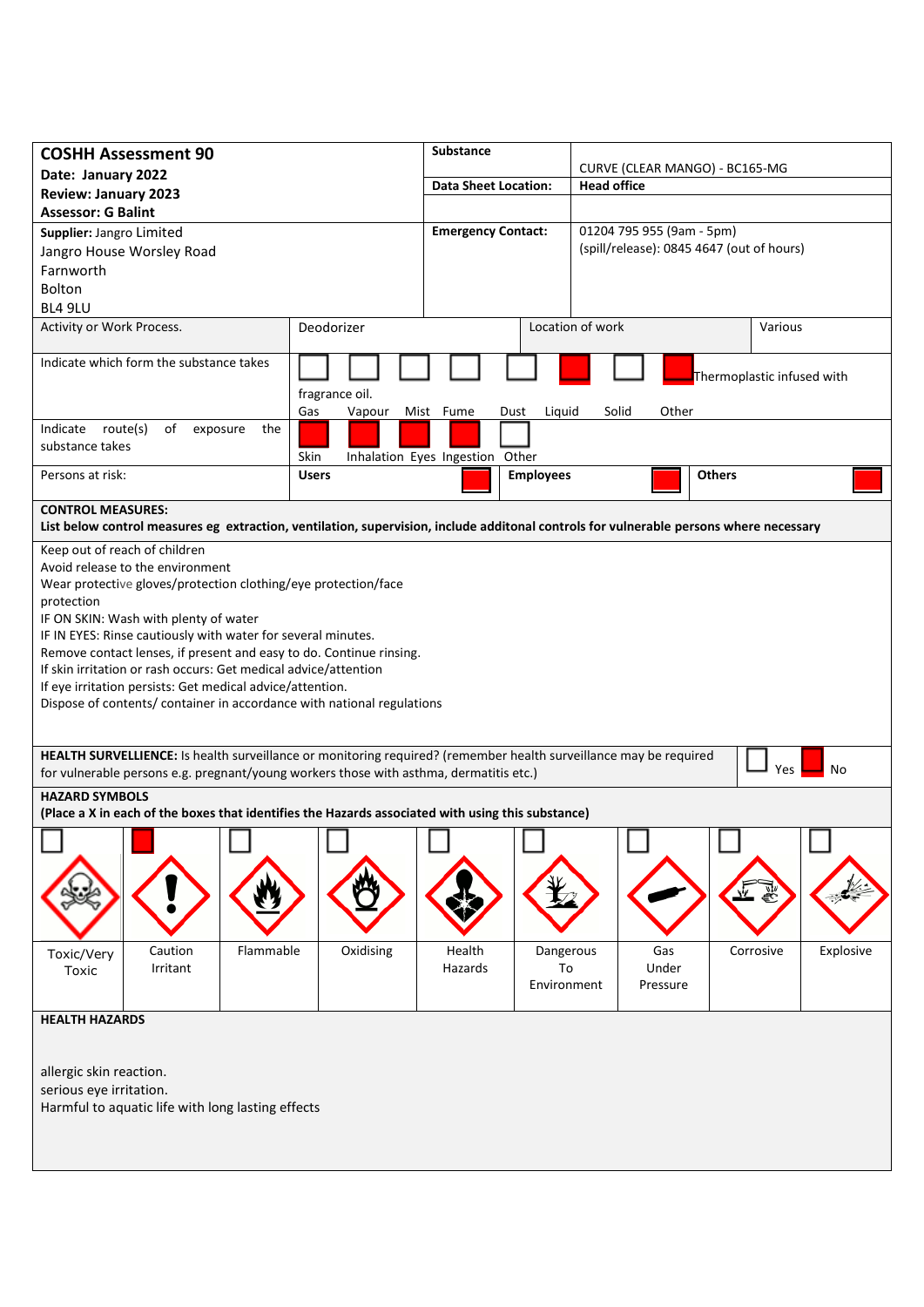| **COSHH Assessment 90**<br>**Date: January 2022**<br>**Review: January 2023**<br>**Assessor: G Balint** | **Substance** | CURVE (CLEAR MANGO) - BC165-MG |
|---|---|---|
| | **Data Sheet Location:** | **Head office** |
| **Supplier:** Jangro Limited<br>Jangro House Worsley Road<br>Farnworth<br>Bolton<br>BL4 9LU | **Emergency Contact:** | 01204 795 955 (9am - 5pm)<br>(spill/release): 0845 4647 (out of hours) |

| Activity or Work Process. | Deodorizer | Location of work | Various |
|---|---|---|---|

| Indicate which form the substance takes | Gas ☐ | Vapour ☐ | Mist ☐ | Fume ☐ | Dust ☐ | Liquid ■ | Solid ☐ | Other ■ Thermoplastic infused with fragrance oil. |
|---|---|---|---|---|---|---|---|---|

| Indicate route(s) of exposure the substance takes | Skin ■ | Inhalation ■ | Eyes ■ | Ingestion ■ | Other ☐ |
|---|---|---|---|---|---|

| Persons at risk: | **Users** ■ | **Employees** ■ | **Others** ■ |
|---|---|---|---|

**CONTROL MEASURES:**
**List below control measures eg extraction, ventilation, supervision, include additonal controls for vulnerable persons where necessary**

Keep out of reach of children
Avoid release to the environment
Wear protective gloves/protection clothing/eye protection/face protection
IF ON SKIN: Wash with plenty of water
IF IN EYES: Rinse cautiously with water for several minutes.
Remove contact lenses, if present and easy to do. Continue rinsing.
If skin irritation or rash occurs: Get medical advice/attention
If eye irritation persists: Get medical advice/attention.
Dispose of contents/ container in accordance with national regulations

**HEALTH SURVELLIENCE:** Is health surveillance or monitoring required? (remember health surveillance may be required for vulnerable persons e.g. pregnant/young workers those with asthma, dermatitis etc.) ☐ Yes ■ No

**HAZARD SYMBOLS**
**(Place a X in each of the boxes that identifies the Hazards associated with using this substance)**

| ☐ | ■ | ☐ | ☐ | ☐ | ☐ | ☐ | ☐ | ☐ |
|---|---|---|---|---|---|---|---|---|
| Toxic/Very Toxic | Caution Irritant | Flammable | Oxidising | Health Hazards | Dangerous To Environment | Gas Under Pressure | Corrosive | Explosive |

**HEALTH HAZARDS**

allergic skin reaction.
serious eye irritation.
Harmful to aquatic life with long lasting effects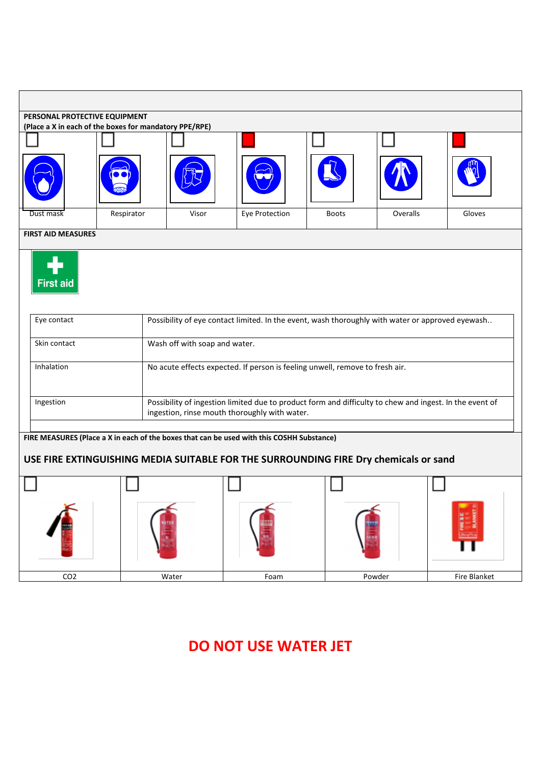## PERSONAL PROTECTIVE EQUIPMENT

**(Place a X in each of the boxes for mandatory PPE/RPE)**

| Dust mask | Respirator | Visor | Eye Protection | Boots | Overalls | Gloves |
|---|---|---|---|---|---|---|
| ☐ | ☐ | ☐ | ■ | ☐ | ☐ | ■ |

## FIRST AID MEASURES

First aid

| | |
|---|---|
| Eye contact | Possibility of eye contact limited. In the event, wash thoroughly with water or approved eyewash.. |
| Skin contact | Wash off with soap and water. |
| Inhalation | No acute effects expected. If person is feeling unwell, remove to fresh air. |
| Ingestion | Possibility of ingestion limited due to product form and difficulty to chew and ingest. In the event of ingestion, rinse mouth thoroughly with water. |

## FIRE MEASURES (Place a X in each of the boxes that can be used with this COSHH Substance)

**USE FIRE EXTINGUISHING MEDIA SUITABLE FOR THE SURROUNDING FIRE Dry chemicals or sand**

| $CO_2$ | Water | Foam | Powder | Fire Blanket |
|---|---|---|---|---|
| ☐ | ☐ | ☐ | ☐ | ☐ |

**DO NOT USE WATER JET**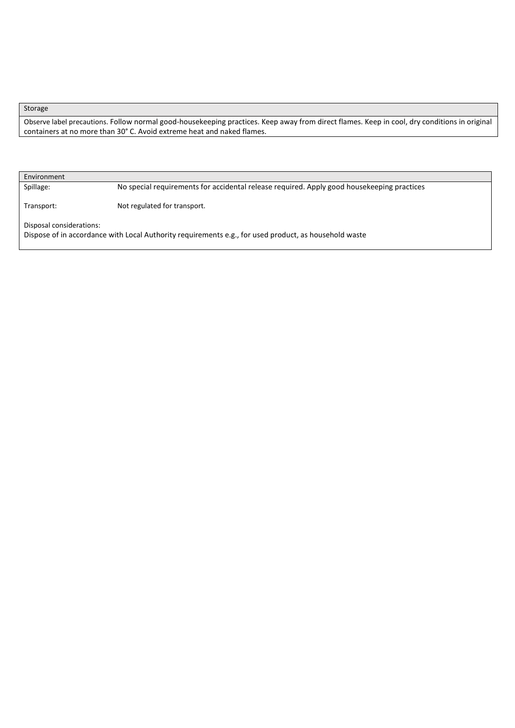## Storage

Observe label precautions. Follow normal good-housekeeping practices. Keep away from direct flames. Keep in cool, dry conditions in original containers at no more than 30° C. Avoid extreme heat and naked flames.

## Environment

| | |
|---|---|
| Spillage: | No special requirements for accidental release required. Apply good housekeeping practices |
| Transport: | Not regulated for transport. |

Disposal considerations:
Dispose of in accordance with Local Authority requirements e.g., for used product, as household waste